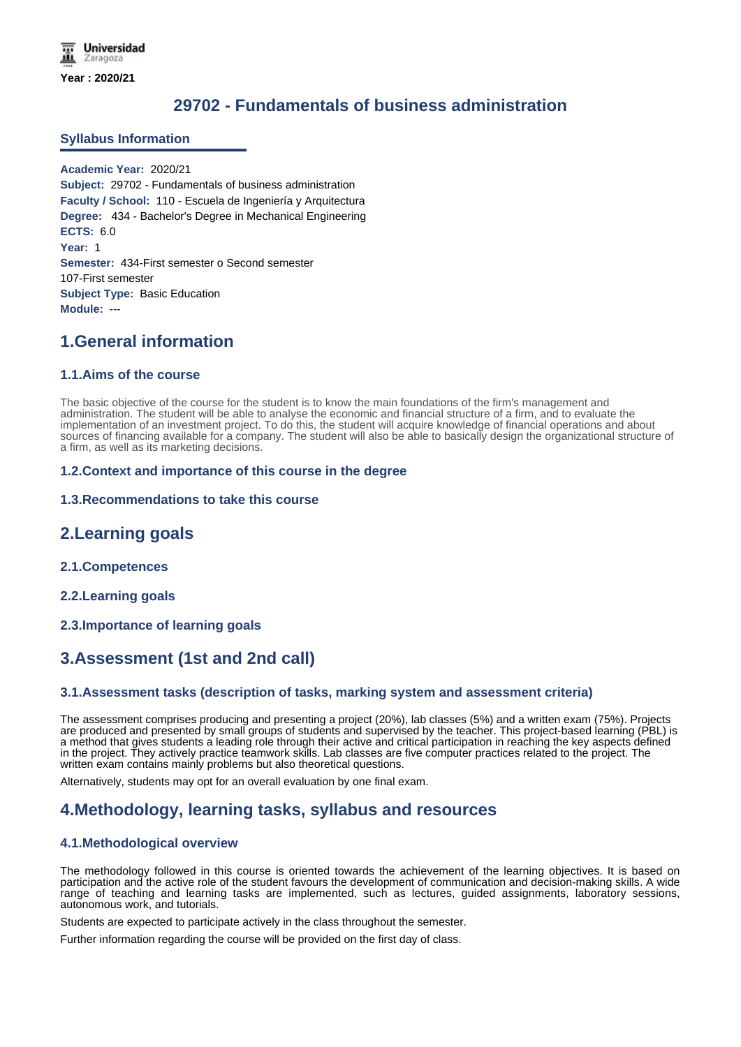Universidad Zaragoza

**Year : 2020/21**

# 29702 - Fundamentals of business administration

## Syllabus Information

**Academic Year:** 2020/21
**Subject:** 29702 - Fundamentals of business administration
**Faculty / School:** 110 - Escuela de Ingeniería y Arquitectura
**Degree:** 434 - Bachelor's Degree in Mechanical Engineering
**ECTS:** 6.0
**Year:** 1
**Semester:** 434-First semester o Second semester
107-First semester
**Subject Type:** Basic Education
**Module:** ---

## 1.General information

### 1.1.Aims of the course

The basic objective of the course for the student is to know the main foundations of the firm's management and administration. The student will be able to analyse the economic and financial structure of a firm, and to evaluate the implementation of an investment project. To do this, the student will acquire knowledge of financial operations and about sources of financing available for a company. The student will also be able to basically design the organizational structure of a firm, as well as its marketing decisions.

### 1.2.Context and importance of this course in the degree

### 1.3.Recommendations to take this course

## 2.Learning goals

### 2.1.Competences

### 2.2.Learning goals

### 2.3.Importance of learning goals

## 3.Assessment (1st and 2nd call)

### 3.1.Assessment tasks (description of tasks, marking system and assessment criteria)

The assessment comprises producing and presenting a project (20%), lab classes (5%) and a written exam (75%). Projects are produced and presented by small groups of students and supervised by the teacher. This project-based learning (PBL) is a method that gives students a leading role through their active and critical participation in reaching the key aspects defined in the project. They actively practice teamwork skills. Lab classes are five computer practices related to the project. The written exam contains mainly problems but also theoretical questions.

Alternatively, students may opt for an overall evaluation by one final exam.

## 4.Methodology, learning tasks, syllabus and resources

### 4.1.Methodological overview

The methodology followed in this course is oriented towards the achievement of the learning objectives. It is based on participation and the active role of the student favours the development of communication and decision-making skills. A wide range of teaching and learning tasks are implemented, such as lectures, guided assignments, laboratory sessions, autonomous work, and tutorials.

Students are expected to participate actively in the class throughout the semester.

Further information regarding the course will be provided on the first day of class.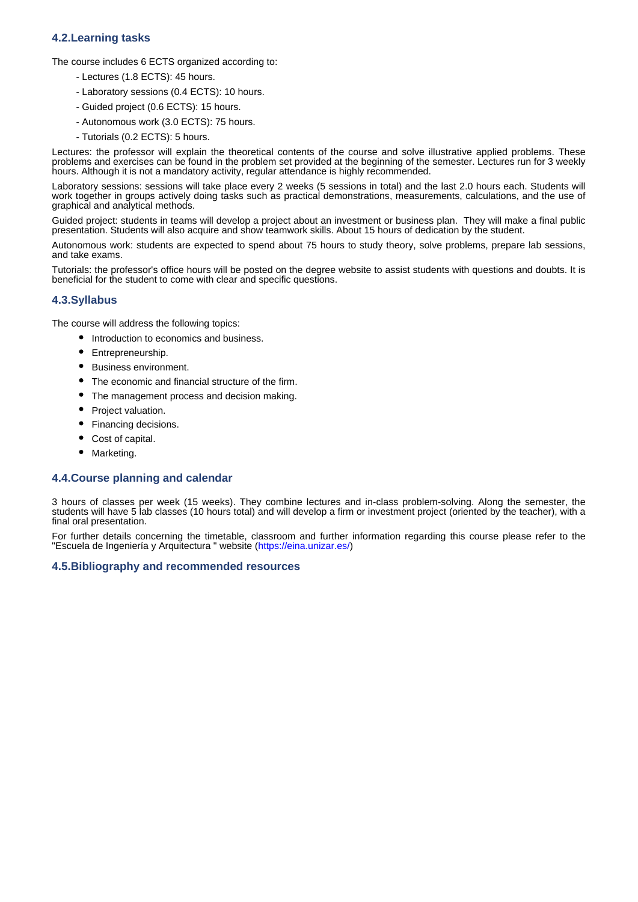### 4.2.Learning tasks

The course includes 6 ECTS organized according to:

- Lectures (1.8 ECTS): 45 hours.
- Laboratory sessions (0.4 ECTS): 10 hours.
- Guided project (0.6 ECTS): 15 hours.
- Autonomous work (3.0 ECTS): 75 hours.
- Tutorials (0.2 ECTS): 5 hours.

Lectures: the professor will explain the theoretical contents of the course and solve illustrative applied problems. These problems and exercises can be found in the problem set provided at the beginning of the semester. Lectures run for 3 weekly hours. Although it is not a mandatory activity, regular attendance is highly recommended.

Laboratory sessions: sessions will take place every 2 weeks (5 sessions in total) and the last 2.0 hours each. Students will work together in groups actively doing tasks such as practical demonstrations, measurements, calculations, and the use of graphical and analytical methods.

Guided project: students in teams will develop a project about an investment or business plan. They will make a final public presentation. Students will also acquire and show teamwork skills. About 15 hours of dedication by the student.

Autonomous work: students are expected to spend about 75 hours to study theory, solve problems, prepare lab sessions, and take exams.

Tutorials: the professor's office hours will be posted on the degree website to assist students with questions and doubts. It is beneficial for the student to come with clear and specific questions.

### 4.3.Syllabus

The course will address the following topics:

- Introduction to economics and business.
- Entrepreneurship.
- Business environment.
- The economic and financial structure of the firm.
- The management process and decision making.
- Project valuation.
- Financing decisions.
- Cost of capital.
- Marketing.

### 4.4.Course planning and calendar

3 hours of classes per week (15 weeks). They combine lectures and in-class problem-solving. Along the semester, the students will have 5 lab classes (10 hours total) and will develop a firm or investment project (oriented by the teacher), with a final oral presentation.

For further details concerning the timetable, classroom and further information regarding this course please refer to the "Escuela de Ingeniería y Arquitectura " website (https://eina.unizar.es/)

### 4.5.Bibliography and recommended resources